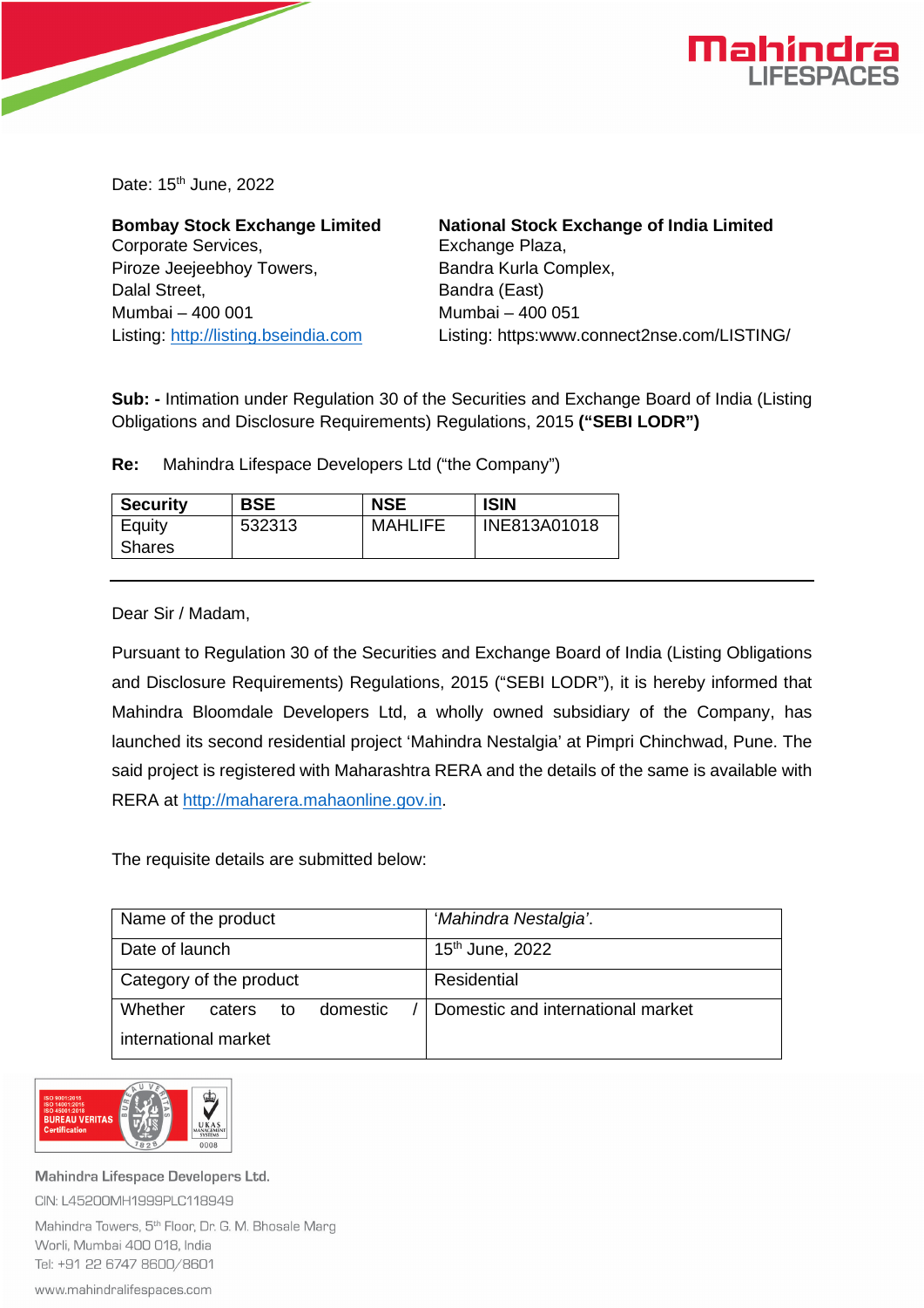Date: 15th June, 2022

**Bombay Stock Exchange Limited**
Corporate Services,
Piroze Jeejeebhoy Towers,
Dalal Street,
Mumbai – 400 001
Listing: http://listing.bseindia.com

**National Stock Exchange of India Limited**
Exchange Plaza,
Bandra Kurla Complex,
Bandra (East)
Mumbai – 400 051
Listing: https:www.connect2nse.com/LISTING/

**Sub: -** Intimation under Regulation 30 of the Securities and Exchange Board of India (Listing Obligations and Disclosure Requirements) Regulations, 2015 **("SEBI LODR")**

**Re:** Mahindra Lifespace Developers Ltd ("the Company")

| Security | BSE | NSE | ISIN |
|---|---|---|---|
| Equity Shares | 532313 | MAHLIFE | INE813A01018 |

---

Dear Sir / Madam,

Pursuant to Regulation 30 of the Securities and Exchange Board of India (Listing Obligations and Disclosure Requirements) Regulations, 2015 ("SEBI LODR"), it is hereby informed that Mahindra Bloomdale Developers Ltd, a wholly owned subsidiary of the Company, has launched its second residential project 'Mahindra Nestalgia' at Pimpri Chinchwad, Pune. The said project is registered with Maharashtra RERA and the details of the same is available with RERA at http://maharera.mahaonline.gov.in.

The requisite details are submitted below:

| | |
|---|---|
| Name of the product | '*Mahindra Nestalgia*'. |
| Date of launch | 15th June, 2022 |
| Category of the product | Residential |
| Whether caters to domestic / international market | Domestic and international market |

Mahindra Lifespace Developers Ltd.
CIN: L45200MH1999PLC118949
Mahindra Towers, 5th Floor, Dr. G. M. Bhosale Marg
Worli, Mumbai 400 018, India
Tel: +91 22 6747 8600/8601
www.mahindralifespaces.com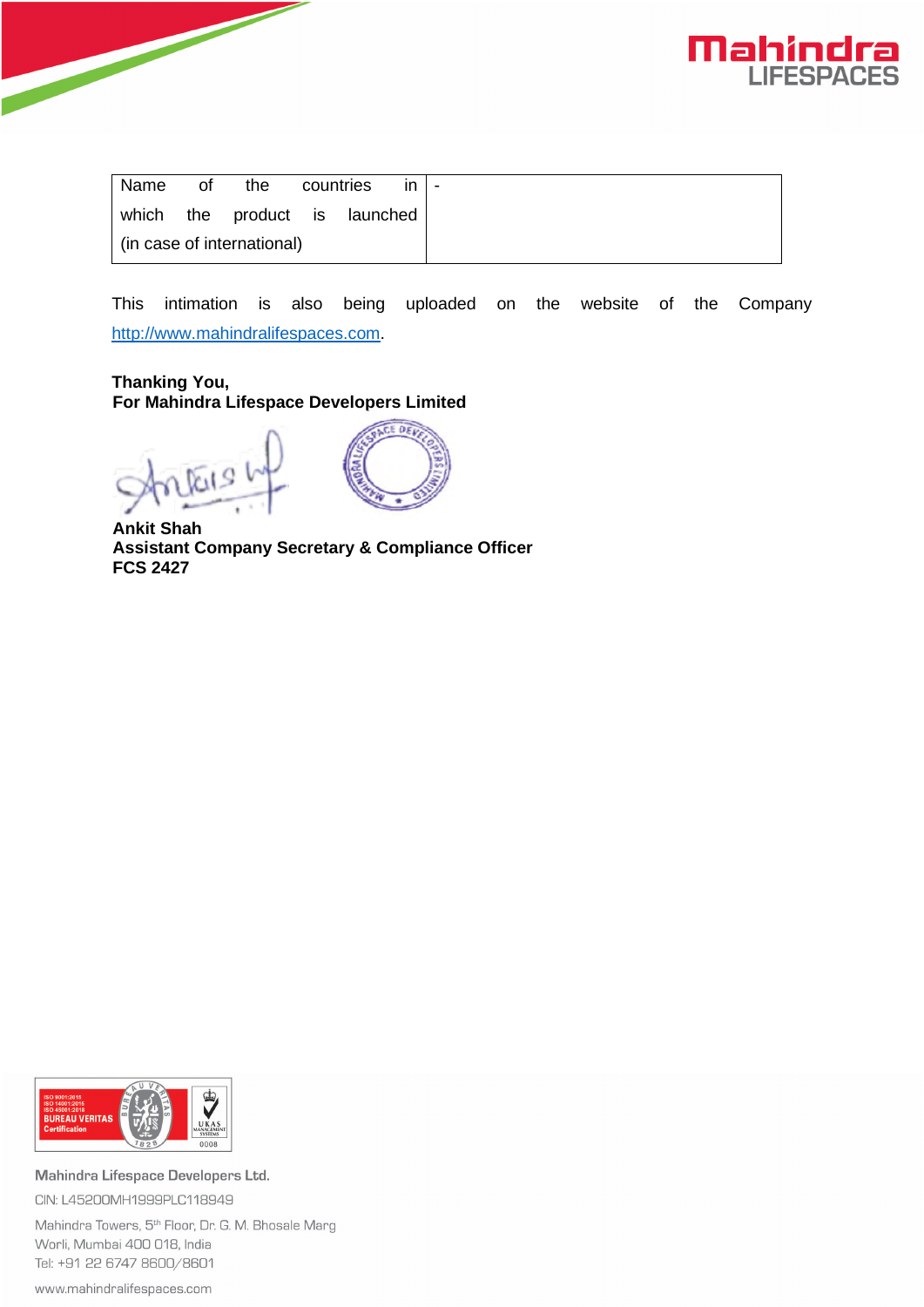| | |
|---|---|
| Name of the countries in which the product is launched (in case of international) | - |

This intimation is also being uploaded on the website of the Company http://www.mahindralifespaces.com.

**Thanking You,**
**For Mahindra Lifespace Developers Limited**

**Ankit Shah**
**Assistant Company Secretary & Compliance Officer**
**FCS 2427**

Mahindra Lifespace Developers Ltd.
CIN: L45200MH1999PLC118949
Mahindra Towers, 5th Floor, Dr. G. M. Bhosale Marg
Worli, Mumbai 400 018, India
Tel: +91 22 6747 8600/8601
www.mahindralifespaces.com